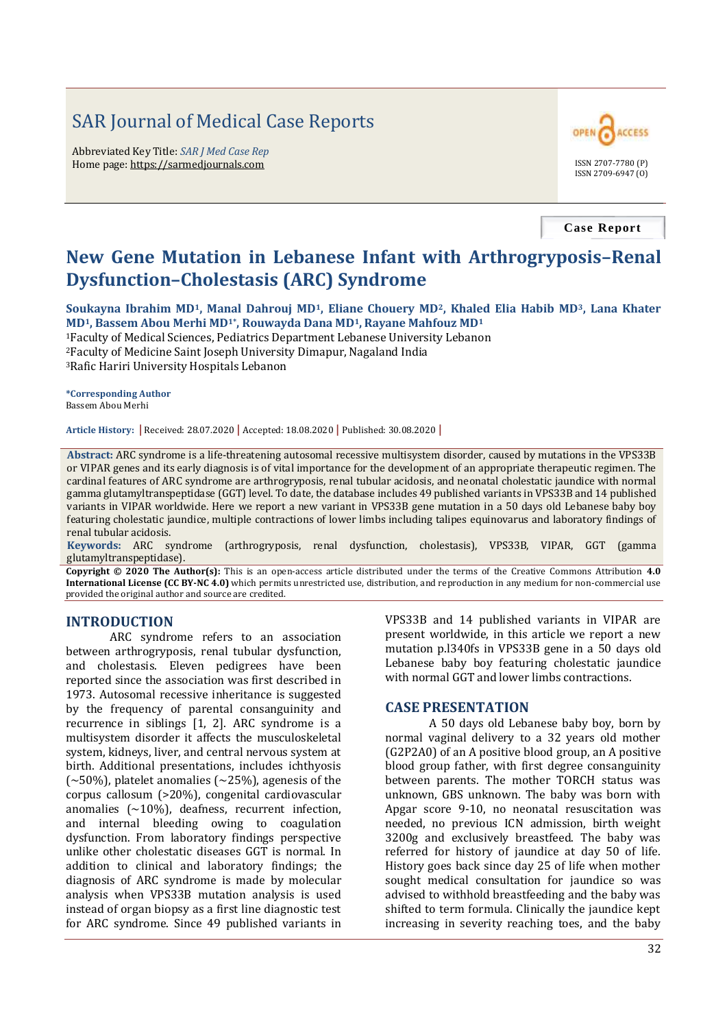SAR Journal of Medical Case Reports

Abbreviated Key Title: *SAR J Med Case Rep*
Home page: https://sarmedjournals.com

ISSN 2707-7780 (P)
ISSN 2709-6947 (O)

**Case Report**

# New Gene Mutation in Lebanese Infant with Arthrogryposis–Renal Dysfunction–Cholestasis (ARC) Syndrome

**Soukayna Ibrahim MD[1], Manal Dahrouj MD[1], Eliane Chouery MD[2], Khaled Elia Habib MD[3], Lana Khater MD[1], Bassem Abou Merhi MD[1]*, Rouwayda Dana MD[1], Rayane Mahfouz MD[1]**

[1]Faculty of Medical Sciences, Pediatrics Department Lebanese University Lebanon
[2]Faculty of Medicine Saint Joseph University Dimapur, Nagaland India
[3]Rafic Hariri University Hospitals Lebanon

**\*Corresponding Author**
Bassem Abou Merhi

**Article History:** | Received: 28.07.2020 | Accepted: 18.08.2020 | Published: 30.08.2020 |

**Abstract:** ARC syndrome is a life-threatening autosomal recessive multisystem disorder, caused by mutations in the VPS33B or VIPAR genes and its early diagnosis is of vital importance for the development of an appropriate therapeutic regimen. The cardinal features of ARC syndrome are arthrogryposis, renal tubular acidosis, and neonatal cholestatic jaundice with normal gamma glutamyltranspeptidase (GGT) level. To date, the database includes 49 published variants in VPS33B and 14 published variants in VIPAR worldwide. Here we report a new variant in VPS33B gene mutation in a 50 days old Lebanese baby boy featuring cholestatic jaundice, multiple contractions of lower limbs including talipes equinovarus and laboratory findings of renal tubular acidosis.

**Keywords:** ARC syndrome (arthrogryposis, renal dysfunction, cholestasis), VPS33B, VIPAR, GGT (gamma glutamyltranspeptidase).

**Copyright © 2020 The Author(s):** This is an open-access article distributed under the terms of the Creative Commons Attribution **4.0 International License (CC BY-NC 4.0)** which permits unrestricted use, distribution, and reproduction in any medium for non-commercial use provided the original author and source are credited.

## INTRODUCTION

ARC syndrome refers to an association between arthrogryposis, renal tubular dysfunction, and cholestasis. Eleven pedigrees have been reported since the association was first described in 1973. Autosomal recessive inheritance is suggested by the frequency of parental consanguinity and recurrence in siblings [1, 2]. ARC syndrome is a multisystem disorder it affects the musculoskeletal system, kidneys, liver, and central nervous system at birth. Additional presentations, includes ichthyosis (~50%), platelet anomalies (~25%), agenesis of the corpus callosum (>20%), congenital cardiovascular anomalies (~10%), deafness, recurrent infection, and internal bleeding owing to coagulation dysfunction. From laboratory findings perspective unlike other cholestatic diseases GGT is normal. In addition to clinical and laboratory findings; the diagnosis of ARC syndrome is made by molecular analysis when VPS33B mutation analysis is used instead of organ biopsy as a first line diagnostic test for ARC syndrome. Since 49 published variants in VPS33B and 14 published variants in VIPAR are present worldwide, in this article we report a new mutation p.l340fs in VPS33B gene in a 50 days old Lebanese baby boy featuring cholestatic jaundice with normal GGT and lower limbs contractions.

## CASE PRESENTATION

A 50 days old Lebanese baby boy, born by normal vaginal delivery to a 32 years old mother (G2P2A0) of an A positive blood group, an A positive blood group father, with first degree consanguinity between parents. The mother TORCH status was unknown, GBS unknown. The baby was born with Apgar score 9-10, no neonatal resuscitation was needed, no previous ICN admission, birth weight 3200g and exclusively breastfeed. The baby was referred for history of jaundice at day 50 of life. History goes back since day 25 of life when mother sought medical consultation for jaundice so was advised to withhold breastfeeding and the baby was shifted to term formula. Clinically the jaundice kept increasing in severity reaching toes, and the baby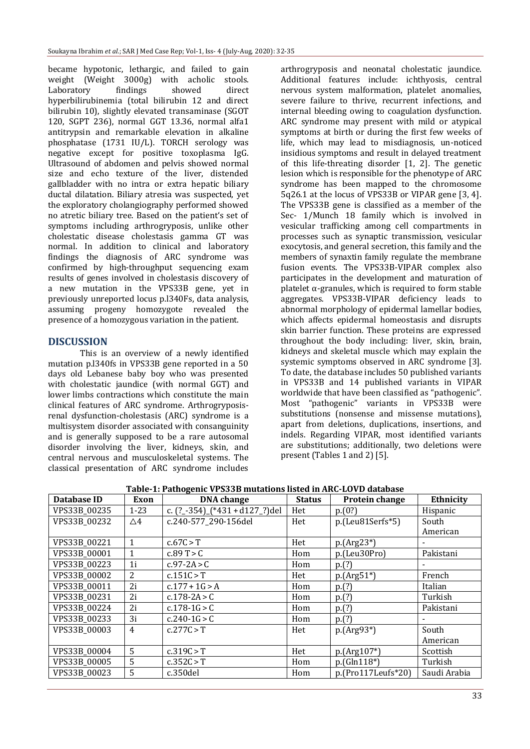became hypotonic, lethargic, and failed to gain weight (Weight 3000g) with acholic stools. Laboratory findings showed direct hyperbilirubinemia (total bilirubin 12 and direct bilirubin 10), slightly elevated transaminase (SGOT 120, SGPT 236), normal GGT 13.36, normal alfa1 antitrypsin and remarkable elevation in alkaline phosphatase (1731 IU/L). TORCH serology was negative except for positive toxoplasma IgG. Ultrasound of abdomen and pelvis showed normal size and echo texture of the liver, distended gallbladder with no intra or extra hepatic biliary ductal dilatation. Biliary atresia was suspected, yet the exploratory cholangiography performed showed no atretic biliary tree. Based on the patient's set of symptoms including arthrogryposis, unlike other cholestatic disease cholestasis gamma GT was normal. In addition to clinical and laboratory findings the diagnosis of ARC syndrome was confirmed by high-throughput sequencing exam results of genes involved in cholestasis discovery of a new mutation in the VPS33B gene, yet in previously unreported locus p.l340Fs, data analysis, assuming progeny homozygote revealed the presence of a homozygous variation in the patient.

## DISCUSSION

This is an overview of a newly identified mutation p.l340fs in VPS33B gene reported in a 50 days old Lebanese baby boy who was presented with cholestatic jaundice (with normal GGT) and lower limbs contractions which constitute the main clinical features of ARC syndrome. Arthrogryposis-renal dysfunction-cholestasis (ARC) syndrome is a multisystem disorder associated with consanguinity and is generally supposed to be a rare autosomal disorder involving the liver, kidneys, skin, and central nervous and musculoskeletal systems. The classical presentation of ARC syndrome includes arthrogryposis and neonatal cholestatic jaundice. Additional features include: ichthyosis, central nervous system malformation, platelet anomalies, severe failure to thrive, recurrent infections, and internal bleeding owing to coagulation dysfunction. ARC syndrome may present with mild or atypical symptoms at birth or during the first few weeks of life, which may lead to misdiagnosis, un-noticed insidious symptoms and result in delayed treatment of this life-threating disorder [1, 2]. The genetic lesion which is responsible for the phenotype of ARC syndrome has been mapped to the chromosome 5q26.1 at the locus of VPS33B or VIPAR gene [3, 4]. The VPS33B gene is classified as a member of the Sec- 1/Munch 18 family which is involved in vesicular trafficking among cell compartments in processes such as synaptic transmission, vesicular exocytosis, and general secretion, this family and the members of synaxtin family regulate the membrane fusion events. The VPS33B-VIPAR complex also participates in the development and maturation of platelet α-granules, which is required to form stable aggregates. VPS33B-VIPAR deficiency leads to abnormal morphology of epidermal lamellar bodies, which affects epidermal homeostasis and disrupts skin barrier function. These proteins are expressed throughout the body including: liver, skin, brain, kidneys and skeletal muscle which may explain the systemic symptoms observed in ARC syndrome [3]. To date, the database includes 50 published variants in VPS33B and 14 published variants in VIPAR worldwide that have been classified as "pathogenic". Most "pathogenic" variants in VPS33B were substitutions (nonsense and missense mutations), apart from deletions, duplications, insertions, and indels. Regarding VIPAR, most identified variants are substitutions; additionally, two deletions were present (Tables 1 and 2) [5].

**Table-1: Pathogenic VPS33B mutations listed in ARC-LOVD database**

| Database ID | Exon | DNA change | Status | Protein change | Ethnicity |
|---|---|---|---|---|---|
| VPS33B_00235 | 1-23 | c. (?_-354)_(*431+d127_?)del | Het | p.(0?) | Hispanic |
| VPS33B_00232 | △4 | c.240-577_290-156del | Het | p.(Leu81Serfs*5) | South American |
| VPS33B_00221 | 1 | c.67C > T | Het | p.(Arg23*) | - |
| VPS33B_00001 | 1 | c.89 T > C | Hom | p.(Leu30Pro) | Pakistani |
| VPS33B_00223 | 1i | c.97-2A > C | Hom | p.(?) | - |
| VPS33B_00002 | 2 | c.151C > T | Het | p.(Arg51*) | French |
| VPS33B_00011 | 2i | c.177 + 1G > A | Hom | p.(?) | Italian |
| VPS33B_00231 | 2i | c.178-2A > C | Hom | p.(?) | Turkish |
| VPS33B_00224 | 2i | c.178-1G > C | Hom | p.(?) | Pakistani |
| VPS33B_00233 | 3i | c.240-1G > C | Hom | p.(?) | - |
| VPS33B_00003 | 4 | c.277C > T | Het | p.(Arg93*) | South American |
| VPS33B_00004 | 5 | c.319C > T | Het | p.(Arg107*) | Scottish |
| VPS33B_00005 | 5 | c.352C > T | Hom | p.(Gln118*) | Turkish |
| VPS33B_00023 | 5 | c.350del | Hom | p.(Pro117Leufs*20) | Saudi Arabia |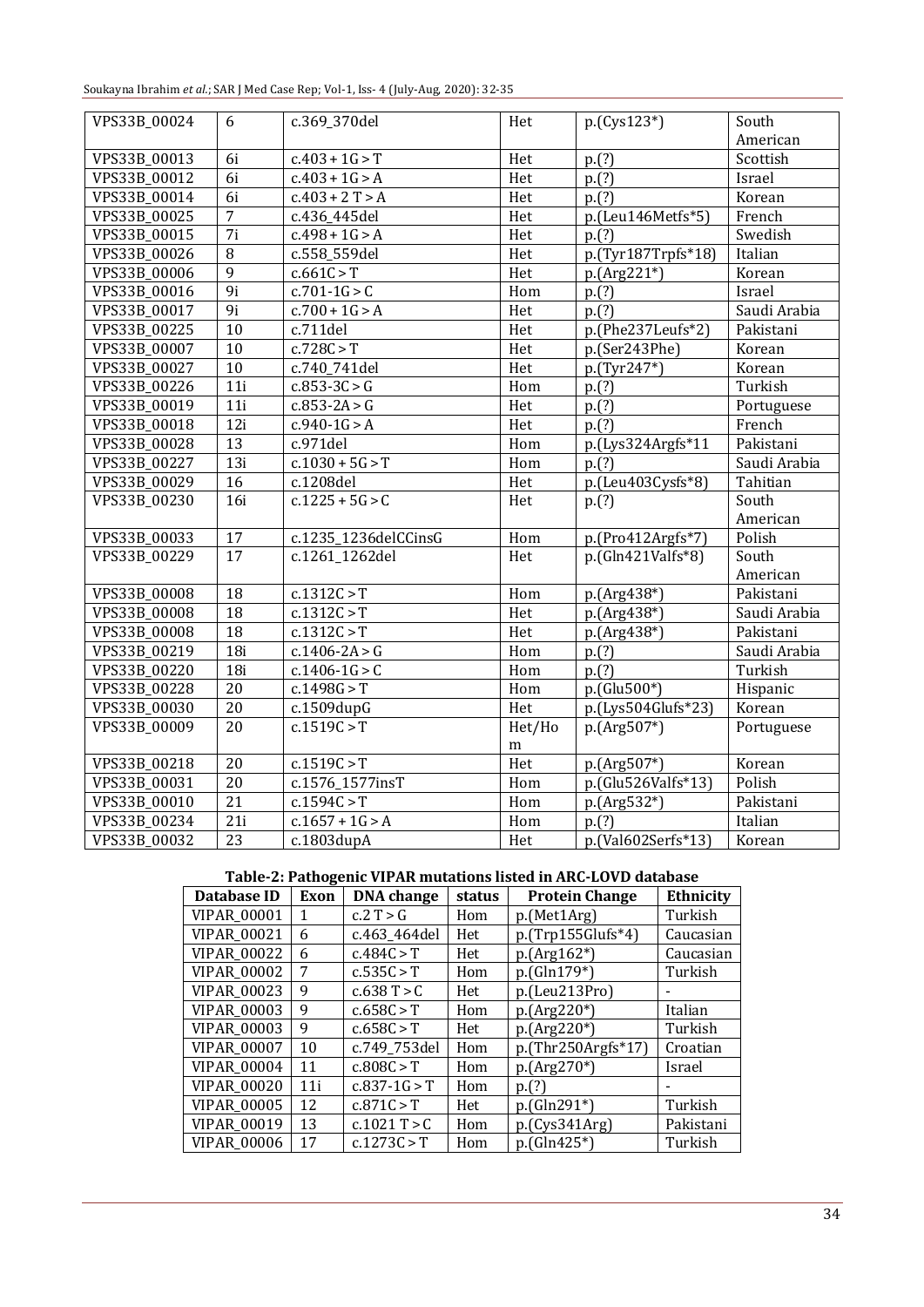| | | | | | |
|---|---|---|---|---|---|
| VPS33B_00024 | 6 | c.369_370del | Het | p.(Cys123*) | South American |
| VPS33B_00013 | 6i | c.403 + 1G > T | Het | p.(?) | Scottish |
| VPS33B_00012 | 6i | c.403 + 1G > A | Het | p.(?) | Israel |
| VPS33B_00014 | 6i | c.403 + 2 T > A | Het | p.(?) | Korean |
| VPS33B_00025 | 7 | c.436_445del | Het | p.(Leu146Metfs*5) | French |
| VPS33B_00015 | 7i | c.498 + 1G > A | Het | p.(?) | Swedish |
| VPS33B_00026 | 8 | c.558_559del | Het | p.(Tyr187Trpfs*18) | Italian |
| VPS33B_00006 | 9 | c.661C > T | Het | p.(Arg221*) | Korean |
| VPS33B_00016 | 9i | c.701-1G > C | Hom | p.(?) | Israel |
| VPS33B_00017 | 9i | c.700 + 1G > A | Het | p.(?) | Saudi Arabia |
| VPS33B_00225 | 10 | c.711del | Het | p.(Phe237Leufs*2) | Pakistani |
| VPS33B_00007 | 10 | c.728C > T | Het | p.(Ser243Phe) | Korean |
| VPS33B_00027 | 10 | c.740_741del | Het | p.(Tyr247*) | Korean |
| VPS33B_00226 | 11i | c.853-3C > G | Hom | p.(?) | Turkish |
| VPS33B_00019 | 11i | c.853-2A > G | Het | p.(?) | Portuguese |
| VPS33B_00018 | 12i | c.940-1G > A | Het | p.(?) | French |
| VPS33B_00028 | 13 | c.971del | Hom | p.(Lys324Argfs*11 | Pakistani |
| VPS33B_00227 | 13i | c.1030 + 5G > T | Hom | p.(?) | Saudi Arabia |
| VPS33B_00029 | 16 | c.1208del | Het | p.(Leu403Cysfs*8) | Tahitian |
| VPS33B_00230 | 16i | c.1225 + 5G > C | Het | p.(?) | South American |
| VPS33B_00033 | 17 | c.1235_1236delCCinsG | Hom | p.(Pro412Argfs*7) | Polish |
| VPS33B_00229 | 17 | c.1261_1262del | Het | p.(Gln421Valfs*8) | South American |
| VPS33B_00008 | 18 | c.1312C > T | Hom | p.(Arg438*) | Pakistani |
| VPS33B_00008 | 18 | c.1312C > T | Het | p.(Arg438*) | Saudi Arabia |
| VPS33B_00008 | 18 | c.1312C > T | Het | p.(Arg438*) | Pakistani |
| VPS33B_00219 | 18i | c.1406-2A > G | Hom | p.(?) | Saudi Arabia |
| VPS33B_00220 | 18i | c.1406-1G > C | Hom | p.(?) | Turkish |
| VPS33B_00228 | 20 | c.1498G > T | Hom | p.(Glu500*) | Hispanic |
| VPS33B_00030 | 20 | c.1509dupG | Het | p.(Lys504Glufs*23) | Korean |
| VPS33B_00009 | 20 | c.1519C > T | Het/Hom | p.(Arg507*) | Portuguese |
| VPS33B_00218 | 20 | c.1519C > T | Het | p.(Arg507*) | Korean |
| VPS33B_00031 | 20 | c.1576_1577insT | Hom | p.(Glu526Valfs*13) | Polish |
| VPS33B_00010 | 21 | c.1594C > T | Hom | p.(Arg532*) | Pakistani |
| VPS33B_00234 | 21i | c.1657 + 1G > A | Hom | p.(?) | Italian |
| VPS33B_00032 | 23 | c.1803dupA | Het | p.(Val602Serfs*13) | Korean |

**Table-2: Pathogenic VIPAR mutations listed in ARC-LOVD database**

| Database ID | Exon | DNA change | status | Protein Change | Ethnicity |
|---|---|---|---|---|---|
| VIPAR_00001 | 1 | c.2 T > G | Hom | p.(Met1Arg) | Turkish |
| VIPAR_00021 | 6 | c.463_464del | Het | p.(Trp155Glufs*4) | Caucasian |
| VIPAR_00022 | 6 | c.484C > T | Het | p.(Arg162*) | Caucasian |
| VIPAR_00002 | 7 | c.535C > T | Hom | p.(Gln179*) | Turkish |
| VIPAR_00023 | 9 | c.638 T > C | Het | p.(Leu213Pro) | - |
| VIPAR_00003 | 9 | c.658C > T | Hom | p.(Arg220*) | Italian |
| VIPAR_00003 | 9 | c.658C > T | Het | p.(Arg220*) | Turkish |
| VIPAR_00007 | 10 | c.749_753del | Hom | p.(Thr250Argfs*17) | Croatian |
| VIPAR_00004 | 11 | c.808C > T | Hom | p.(Arg270*) | Israel |
| VIPAR_00020 | 11i | c.837-1G > T | Hom | p.(?) | - |
| VIPAR_00005 | 12 | c.871C > T | Het | p.(Gln291*) | Turkish |
| VIPAR_00019 | 13 | c.1021 T > C | Hom | p.(Cys341Arg) | Pakistani |
| VIPAR_00006 | 17 | c.1273C > T | Hom | p.(Gln425*) | Turkish |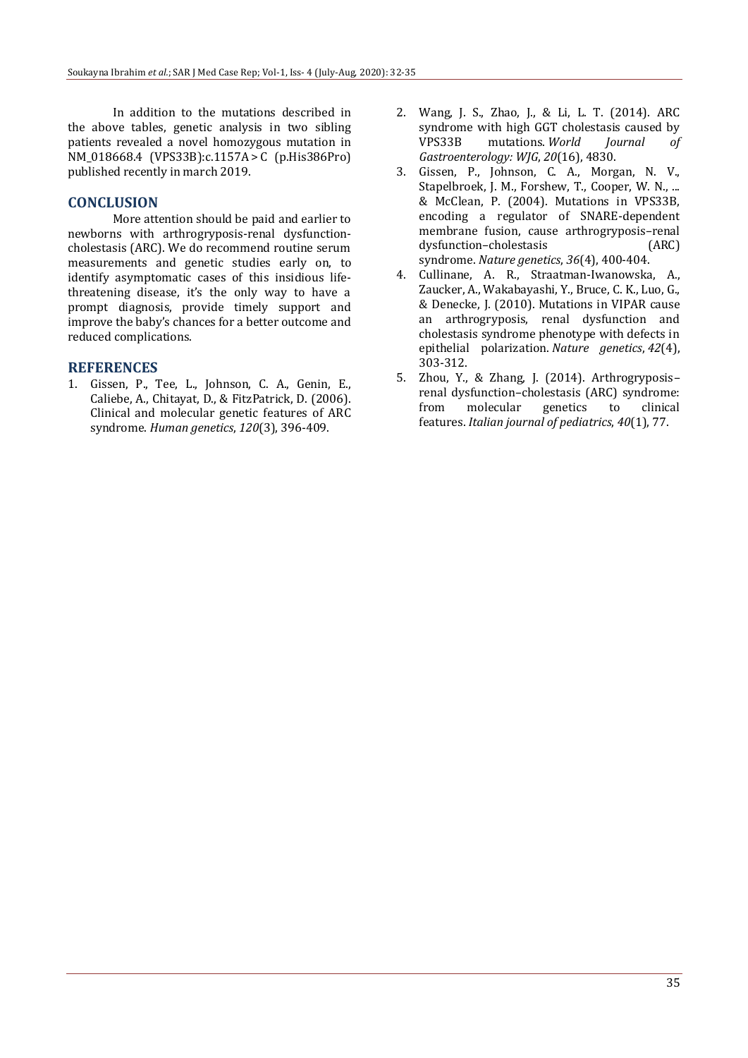In addition to the mutations described in the above tables, genetic analysis in two sibling patients revealed a novel homozygous mutation in NM_018668.4 (VPS33B):c.1157A > C (p.His386Pro) published recently in march 2019.

## CONCLUSION

More attention should be paid and earlier to newborns with arthrogryposis-renal dysfunction-cholestasis (ARC). We do recommend routine serum measurements and genetic studies early on, to identify asymptomatic cases of this insidious life-threatening disease, it's the only way to have a prompt diagnosis, provide timely support and improve the baby's chances for a better outcome and reduced complications.

## REFERENCES

1. Gissen, P., Tee, L., Johnson, C. A., Genin, E., Caliebe, A., Chitayat, D., & FitzPatrick, D. (2006). Clinical and molecular genetic features of ARC syndrome. *Human genetics*, *120*(3), 396-409.
2. Wang, J. S., Zhao, J., & Li, L. T. (2014). ARC syndrome with high GGT cholestasis caused by VPS33B mutations. *World Journal of Gastroenterology: WJG*, *20*(16), 4830.
3. Gissen, P., Johnson, C. A., Morgan, N. V., Stapelbroek, J. M., Forshew, T., Cooper, W. N., ... & McClean, P. (2004). Mutations in VPS33B, encoding a regulator of SNARE-dependent membrane fusion, cause arthrogryposis–renal dysfunction–cholestasis (ARC) syndrome. *Nature genetics*, *36*(4), 400-404.
4. Cullinane, A. R., Straatman-Iwanowska, A., Zaucker, A., Wakabayashi, Y., Bruce, C. K., Luo, G., & Denecke, J. (2010). Mutations in VIPAR cause an arthrogryposis, renal dysfunction and cholestasis syndrome phenotype with defects in epithelial polarization. *Nature genetics*, *42*(4), 303-312.
5. Zhou, Y., & Zhang, J. (2014). Arthrogryposis–renal dysfunction–cholestasis (ARC) syndrome: from molecular genetics to clinical features. *Italian journal of pediatrics*, *40*(1), 77.